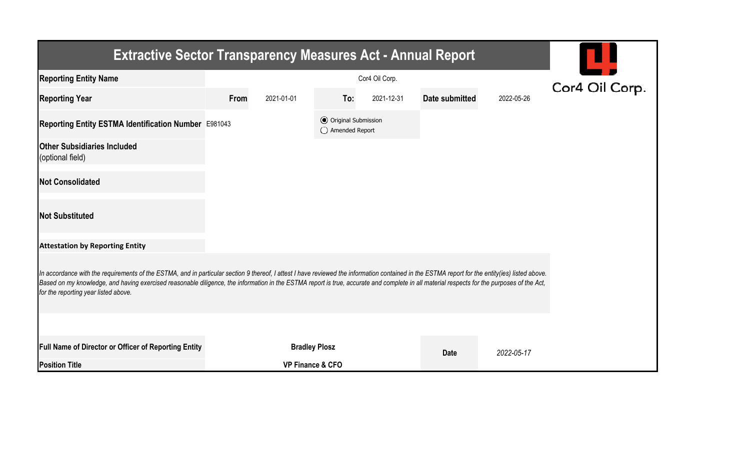# Extractive Sector Transparency Measures Act - Annual Report

Cor4 Oil Corp.

| | | | | | | |
|---|---|---|---|---|---|---|
| **Reporting Entity Name** | Cor4 Oil Corp. | | | | | |
| **Reporting Year** | **From** | 2021-01-01 | **To:** | 2021-12-31 | **Date submitted** | 2022-05-26 |
| **Reporting Entity ESTMA Identification Number** | E981043 | | ◉ Original Submission<br>◯ Amended Report | | | |
| **Other Subsidiaries Included** (optional field) | | | | | | |
| **Not Consolidated** | | | | | | |
| **Not Substituted** | | | | | | |

**Attestation by Reporting Entity**

*In accordance with the requirements of the ESTMA, and in particular section 9 thereof, I attest I have reviewed the information contained in the ESTMA report for the entity(ies) listed above. Based on my knowledge, and having exercised reasonable diligence, the information in the ESTMA report is true, accurate and complete in all material respects for the purposes of the Act, for the reporting year listed above.*

| | | | |
|---|---|---|---|
| **Full Name of Director or Officer of Reporting Entity** | **Bradley Plosz** | **Date** | *2022-05-17* |
| **Position Title** | **VP Finance & CFO** | | |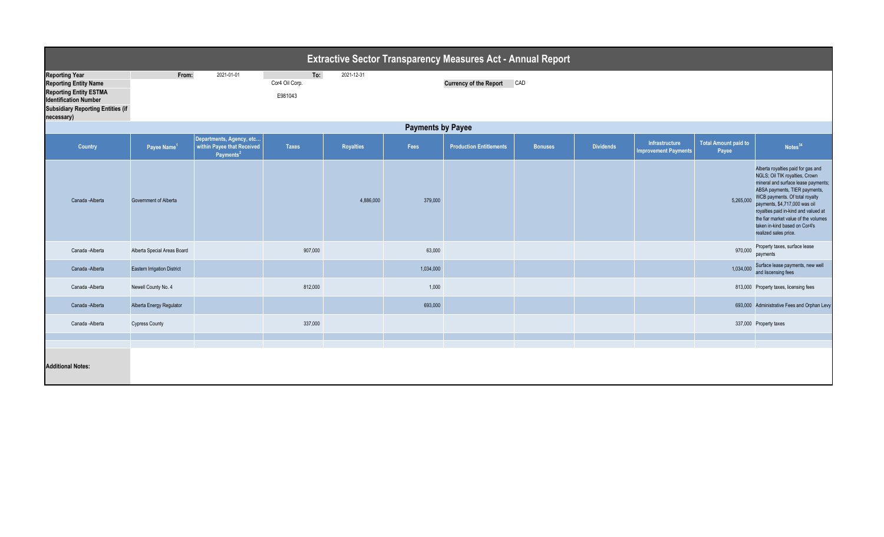# Extractive Sector Transparency Measures Act - Annual Report

| | | | |
|---|---|---|---|
| **Reporting Year** | From: 2021-01-01 | To: 2021-12-31 | |
| **Reporting Entity Name** | Cor4 Oil Corp. | **Currency of the Report** | CAD |
| **Reporting Entity ESTMA Identification Number** | E981043 | | |
| **Subsidiary Reporting Entities (if necessary)** | | | |

## Payments by Payee

| Country | Payee Name[1] | Departments, Agency, etc... within Payee that Received Payments[2] | Taxes | Royalties | Fees | Production Entitlements | Bonuses | Dividends | Infrastructure Improvement Payments | Total Amount paid to Payee | Notes[34] |
|---|---|---|---|---|---|---|---|---|---|---|---|
| Canada -Alberta | Government of Alberta | | | 4,886,000 | 379,000 | | | | | 5,265,000 | Alberta royalties paid for gas and NGLS; Oil TIK royalties, Crown mineral and surface lease payments; ABSA payments, TIER payments, WCB payments. Of total royalty payments, $4,717,000 was oil royalties paid in-kind and valued at the fiar market value of the volumes taken in-kind based on Cor4's realized sales price. |
| Canada -Alberta | Alberta Special Areas Board | | 907,000 | | 63,000 | | | | | 970,000 | Property taxes, surface lease payments |
| Canada -Alberta | Eastern Irrigation District | | | | 1,034,000 | | | | | 1,034,000 | Surface lease payments, new well and liscensing fees |
| Canada -Alberta | Newell County No. 4 | | 812,000 | | 1,000 | | | | | 813,000 | Property taxes, licensing fees |
| Canada -Alberta | Alberta Energy Regulator | | | | 693,000 | | | | | 693,000 | Administrative Fees and Orphan Levy |
| Canada -Alberta | Cypress County | | 337,000 | | | | | | | 337,000 | Property taxes |
| | | | | | | | | | | | |
| | | | | | | | | | | | |

**Additional Notes:**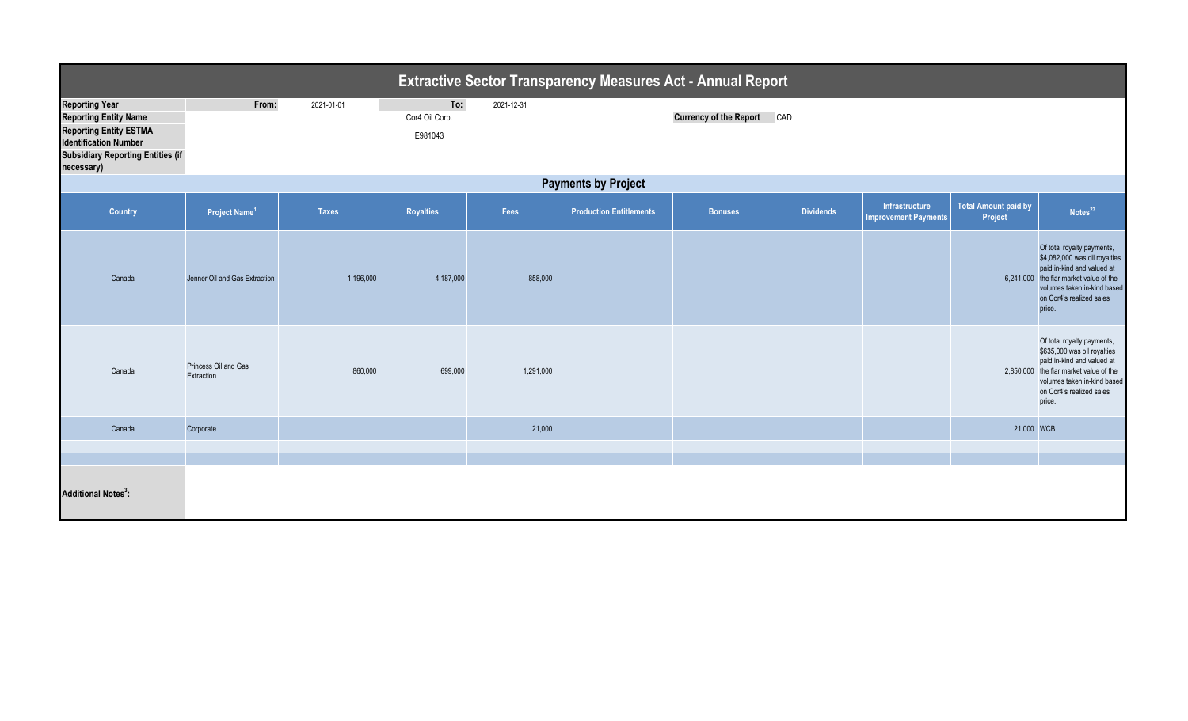# Extractive Sector Transparency Measures Act - Annual Report

| | | | | | | | |
|---|---|---|---|---|---|---|---|
| **Reporting Year** | **From:** | 2021-01-01 | **To:** | 2021-12-31 | | | |
| **Reporting Entity Name** | | | Cor4 Oil Corp. | | | **Currency of the Report** | CAD |
| **Reporting Entity ESTMA Identification Number** | | | E981043 | | | | |
| **Subsidiary Reporting Entities (if necessary)** | | | | | | | |

## Payments by Project

| Country | Project Name[1] | Taxes | Royalties | Fees | Production Entitlements | Bonuses | Dividends | Infrastructure Improvement Payments | Total Amount paid by Project | Notes[23] |
|---|---|---|---|---|---|---|---|---|---|---|
| Canada | Jenner Oil and Gas Extraction | 1,196,000 | 4,187,000 | 858,000 | | | | | 6,241,000 | Of total royalty payments, $4,082,000 was oil royalties paid in-kind and valued at the fiar market value of the volumes taken in-kind based on Cor4's realized sales price. |
| Canada | Princess Oil and Gas Extraction | 860,000 | 699,000 | 1,291,000 | | | | | 2,850,000 | Of total royalty payments, $635,000 was oil royalties paid in-kind and valued at the fiar market value of the volumes taken in-kind based on Cor4's realized sales price. |
| Canada | Corporate | | | 21,000 | | | | | 21,000 | WCB |
| | | | | | | | | | | |
| | | | | | | | | | | |

**Additional Notes[3]:**